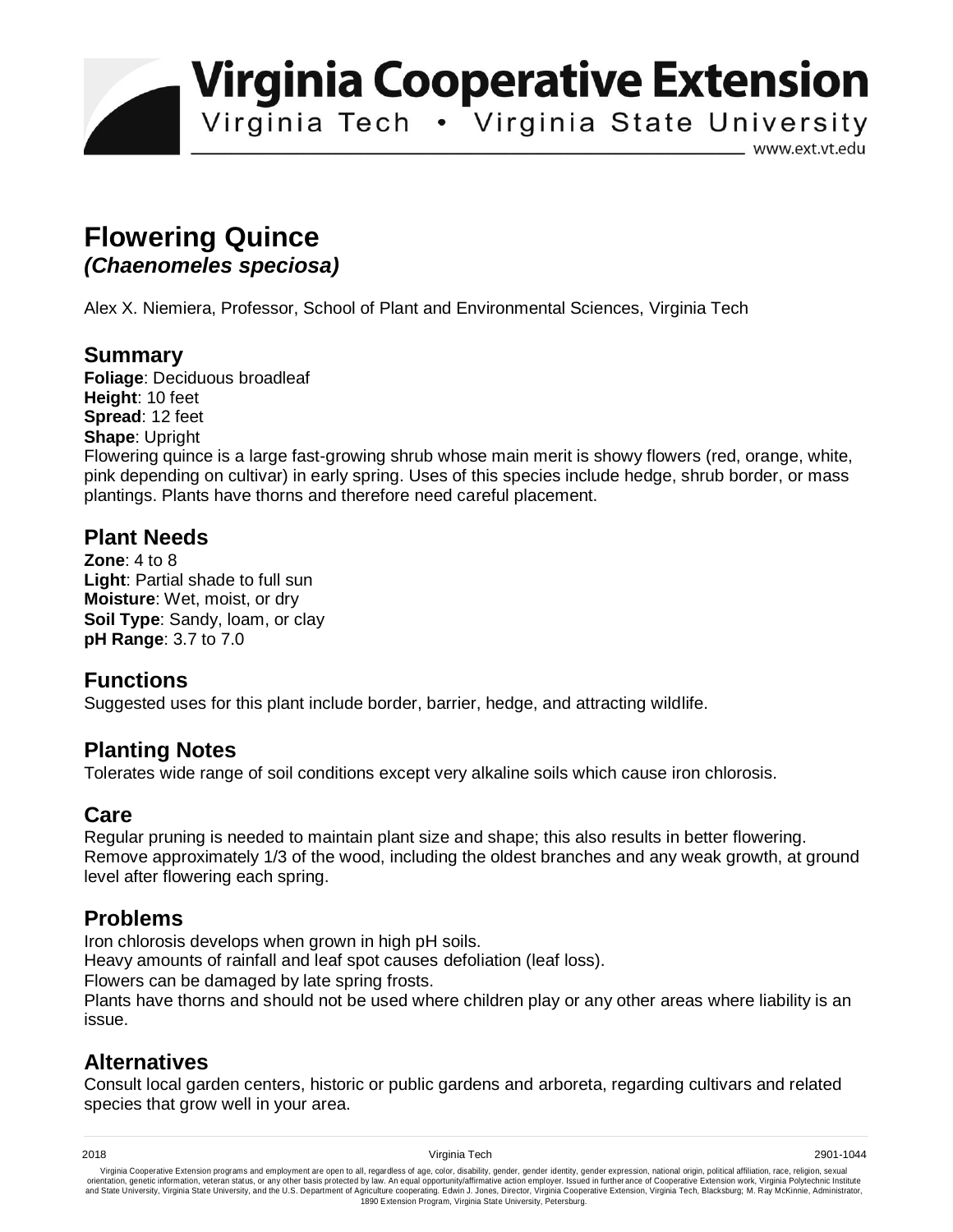# Virginia Cooperative Extension

Virginia Tech • Virginia State University

www.ext.vt.edu

# Flowering Quince

## *(Chaenomeles speciosa)*

Alex X. Niemiera, Professor, School of Plant and Environmental Sciences, Virginia Tech

## Summary

**Foliage**: Deciduous broadleaf
**Height**: 10 feet
**Spread**: 12 feet
**Shape**: Upright
Flowering quince is a large fast-growing shrub whose main merit is showy flowers (red, orange, white, pink depending on cultivar) in early spring. Uses of this species include hedge, shrub border, or mass plantings. Plants have thorns and therefore need careful placement.

## Plant Needs

**Zone**: 4 to 8
**Light**: Partial shade to full sun
**Moisture**: Wet, moist, or dry
**Soil Type**: Sandy, loam, or clay
**pH Range**: 3.7 to 7.0

## Functions

Suggested uses for this plant include border, barrier, hedge, and attracting wildlife.

## Planting Notes

Tolerates wide range of soil conditions except very alkaline soils which cause iron chlorosis.

## Care

Regular pruning is needed to maintain plant size and shape; this also results in better flowering. Remove approximately 1/3 of the wood, including the oldest branches and any weak growth, at ground level after flowering each spring.

## Problems

Iron chlorosis develops when grown in high pH soils.
Heavy amounts of rainfall and leaf spot causes defoliation (leaf loss).
Flowers can be damaged by late spring frosts.
Plants have thorns and should not be used where children play or any other areas where liability is an issue.

## Alternatives

Consult local garden centers, historic or public gardens and arboreta, regarding cultivars and related species that grow well in your area.

2018 Virginia Tech 2901-1044

Virginia Cooperative Extension programs and employment are open to all, regardless of age, color, disability, gender, gender identity, gender expression, national origin, political affiliation, race, religion, sexual orientation, genetic information, veteran status, or any other basis protected by law. An equal opportunity/affirmative action employer. Issued in furtherance of Cooperative Extension work, Virginia Polytechnic Institute and State University, Virginia State University, and the U.S. Department of Agriculture cooperating. Edwin J. Jones, Director, Virginia Cooperative Extension, Virginia Tech, Blacksburg; M. Ray McKinnie, Administrator, 1890 Extension Program, Virginia State University, Petersburg.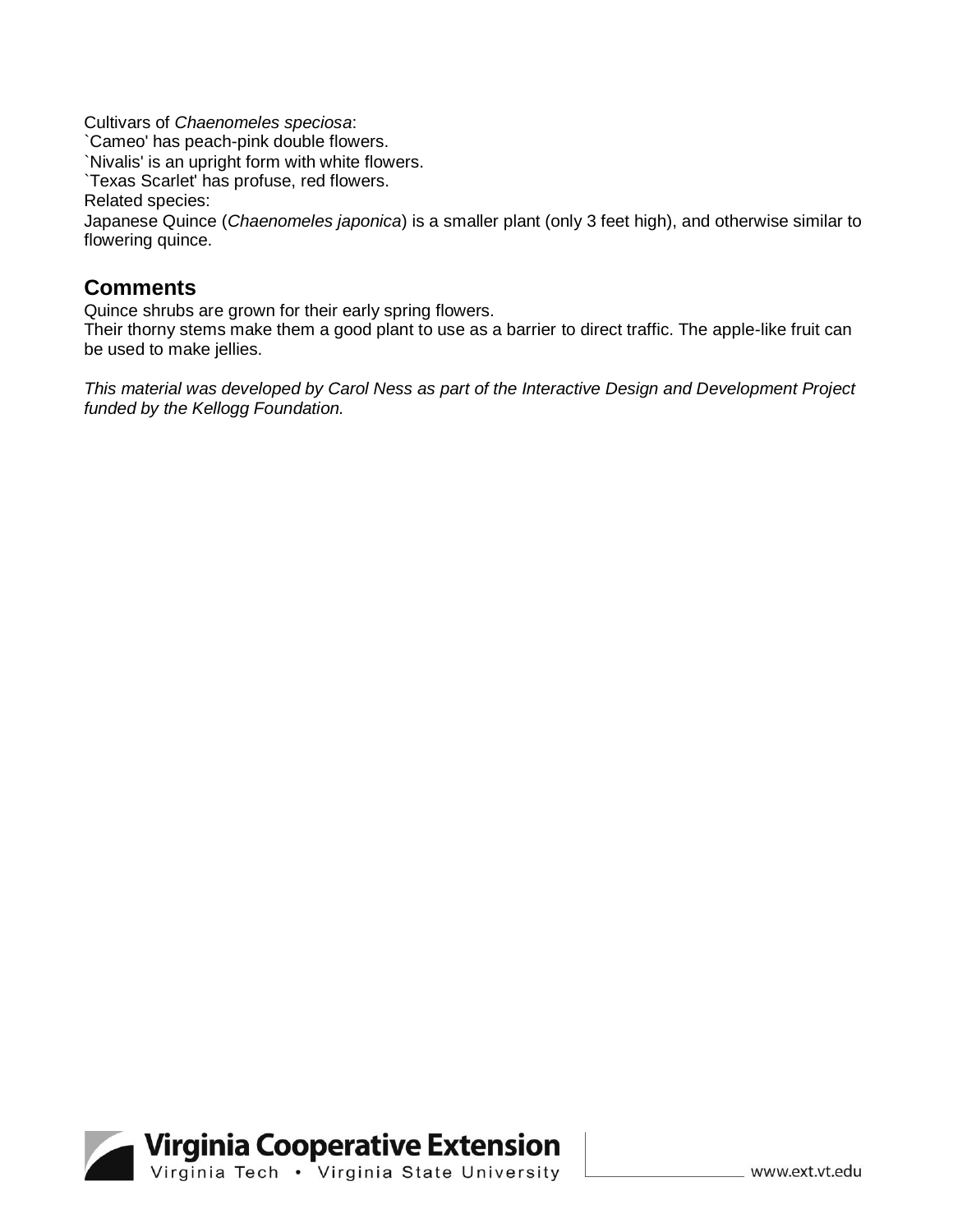Cultivars of *Chaenomeles speciosa*:
`Cameo' has peach-pink double flowers.
`Nivalis' is an upright form with white flowers.
`Texas Scarlet' has profuse, red flowers.
Related species:
Japanese Quince (*Chaenomeles japonica*) is a smaller plant (only 3 feet high), and otherwise similar to flowering quince.

## Comments

Quince shrubs are grown for their early spring flowers.
Their thorny stems make them a good plant to use as a barrier to direct traffic. The apple-like fruit can be used to make jellies.

*This material was developed by Carol Ness as part of the Interactive Design and Development Project funded by the Kellogg Foundation.*